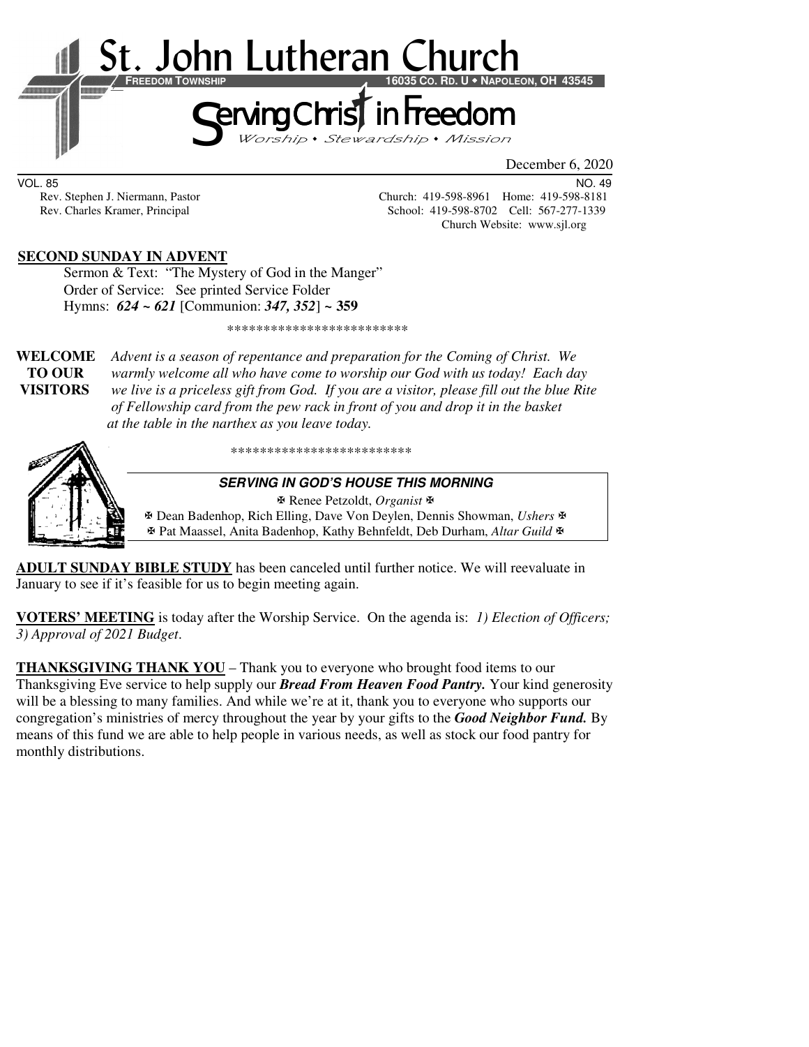# St. John Lutheran Church

**FREEDOM TOWNSHIP** **16035 CO. RD. U • NAPOLEON, OH 43545**

## Serving Christ in Freedom

*Worship • Stewardship • Mission*

December 6, 2020

VOL. 85 NO. 49

Rev. Stephen J. Niermann, Pastor Church: 419-598-8961 Home: 419-598-8181
Rev. Charles Kramer, Principal School: 419-598-8702 Cell: 567-277-1339
Church Website: www.sjl.org

**SECOND SUNDAY IN ADVENT**

Sermon & Text: "The Mystery of God in the Manger"
Order of Service: See printed Service Folder
Hymns: ***624 ~ 621*** [Communion: ***347, 352***] **~ 359**

*************************

**WELCOME TO OUR VISITORS** *Advent is a season of repentance and preparation for the Coming of Christ. We warmly welcome all who have come to worship our God with us today! Each day we live is a priceless gift from God. If you are a visitor, please fill out the blue Rite of Fellowship card from the pew rack in front of you and drop it in the basket at the table in the narthex as you leave today.*

*************************

***SERVING IN GOD'S HOUSE THIS MORNING***

✠ Renee Petzoldt, *Organist* ✠
✠ Dean Badenhop, Rich Elling, Dave Von Deylen, Dennis Showman, *Ushers* ✠
✠ Pat Maassel, Anita Badenhop, Kathy Behnfeldt, Deb Durham, *Altar Guild* ✠

**ADULT SUNDAY BIBLE STUDY** has been canceled until further notice. We will reevaluate in January to see if it's feasible for us to begin meeting again.

**VOTERS' MEETING** is today after the Worship Service. On the agenda is: *1) Election of Officers; 3) Approval of 2021 Budget*.

**THANKSGIVING THANK YOU** – Thank you to everyone who brought food items to our Thanksgiving Eve service to help supply our ***Bread From Heaven Food Pantry.*** Your kind generosity will be a blessing to many families. And while we're at it, thank you to everyone who supports our congregation's ministries of mercy throughout the year by your gifts to the ***Good Neighbor Fund.*** By means of this fund we are able to help people in various needs, as well as stock our food pantry for monthly distributions.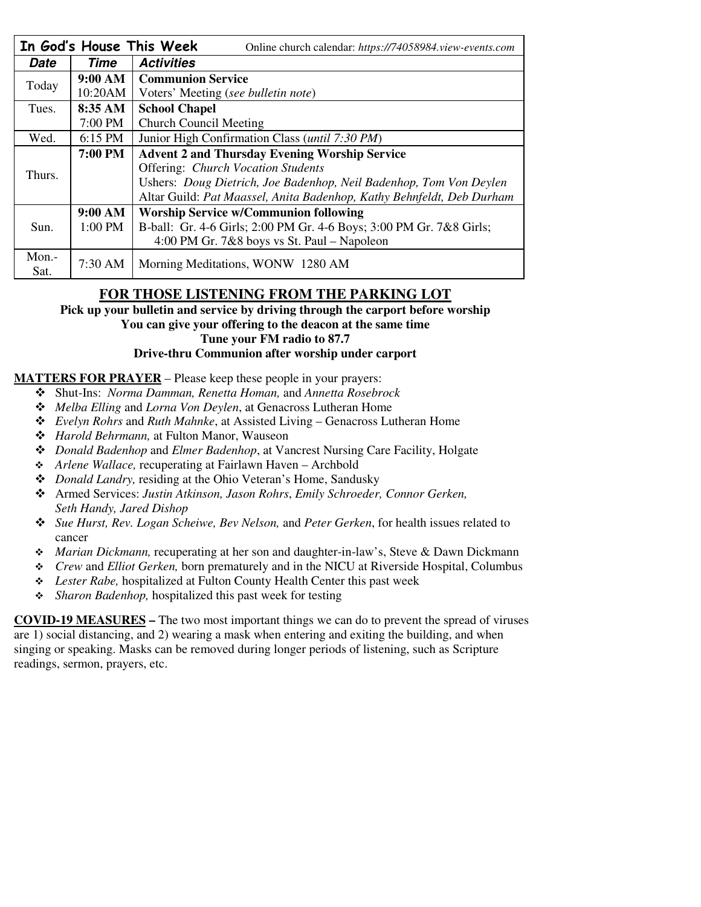| **In God's House This Week** | | Online church calendar: *https://74058984.view-events.com* |
|---|---|---|
| ***Date*** | ***Time*** | ***Activities*** |
| Today | **9:00 AM** | **Communion Service** |
| | 10:20AM | Voters' Meeting (*see bulletin note*) |
| Tues. | **8:35 AM** | **School Chapel** |
| | 7:00 PM | Church Council Meeting |
| Wed. | 6:15 PM | Junior High Confirmation Class (*until 7:30 PM*) |
| Thurs. | **7:00 PM** | **Advent 2 and Thursday Evening Worship Service**<br>Offering: *Church Vocation Students*<br>Ushers: *Doug Dietrich, Joe Badenhop, Neil Badenhop, Tom Von Deylen*<br>Altar Guild: *Pat Maassel, Anita Badenhop, Kathy Behnfeldt, Deb Durham* |
| Sun. | **9:00 AM** | **Worship Service w/Communion following** |
| | 1:00 PM | B-ball: Gr. 4-6 Girls; 2:00 PM Gr. 4-6 Boys; 3:00 PM Gr. 7&8 Girls; 4:00 PM Gr. 7&8 boys vs St. Paul – Napoleon |
| Mon.-Sat. | 7:30 AM | Morning Meditations, WONW 1280 AM |

## FOR THOSE LISTENING FROM THE PARKING LOT

**Pick up your bulletin and service by driving through the carport before worship**
**You can give your offering to the deacon at the same time**
**Tune your FM radio to 87.7**
**Drive-thru Communion after worship under carport**

**MATTERS FOR PRAYER** – Please keep these people in your prayers:

- Shut-Ins: *Norma Damman, Renetta Homan,* and *Annetta Rosebrock*
- *Melba Elling* and *Lorna Von Deylen*, at Genacross Lutheran Home
- *Evelyn Rohrs* and *Ruth Mahnke*, at Assisted Living – Genacross Lutheran Home
- *Harold Behrmann,* at Fulton Manor, Wauseon
- *Donald Badenhop* and *Elmer Badenhop*, at Vancrest Nursing Care Facility, Holgate
- *Arlene Wallace,* recuperating at Fairlawn Haven – Archbold
- *Donald Landry,* residing at the Ohio Veteran's Home, Sandusky
- Armed Services: *Justin Atkinson, Jason Rohrs*, *Emily Schroeder, Connor Gerken, Seth Handy, Jared Dishop*
- *Sue Hurst, Rev. Logan Scheiwe, Bev Nelson,* and *Peter Gerken*, for health issues related to cancer
- *Marian Dickmann,* recuperating at her son and daughter-in-law's, Steve & Dawn Dickmann
- *Crew* and *Elliot Gerken,* born prematurely and in the NICU at Riverside Hospital, Columbus
- *Lester Rabe,* hospitalized at Fulton County Health Center this past week
- *Sharon Badenhop,* hospitalized this past week for testing

**COVID-19 MEASURES –** The two most important things we can do to prevent the spread of viruses are 1) social distancing, and 2) wearing a mask when entering and exiting the building, and when singing or speaking. Masks can be removed during longer periods of listening, such as Scripture readings, sermon, prayers, etc.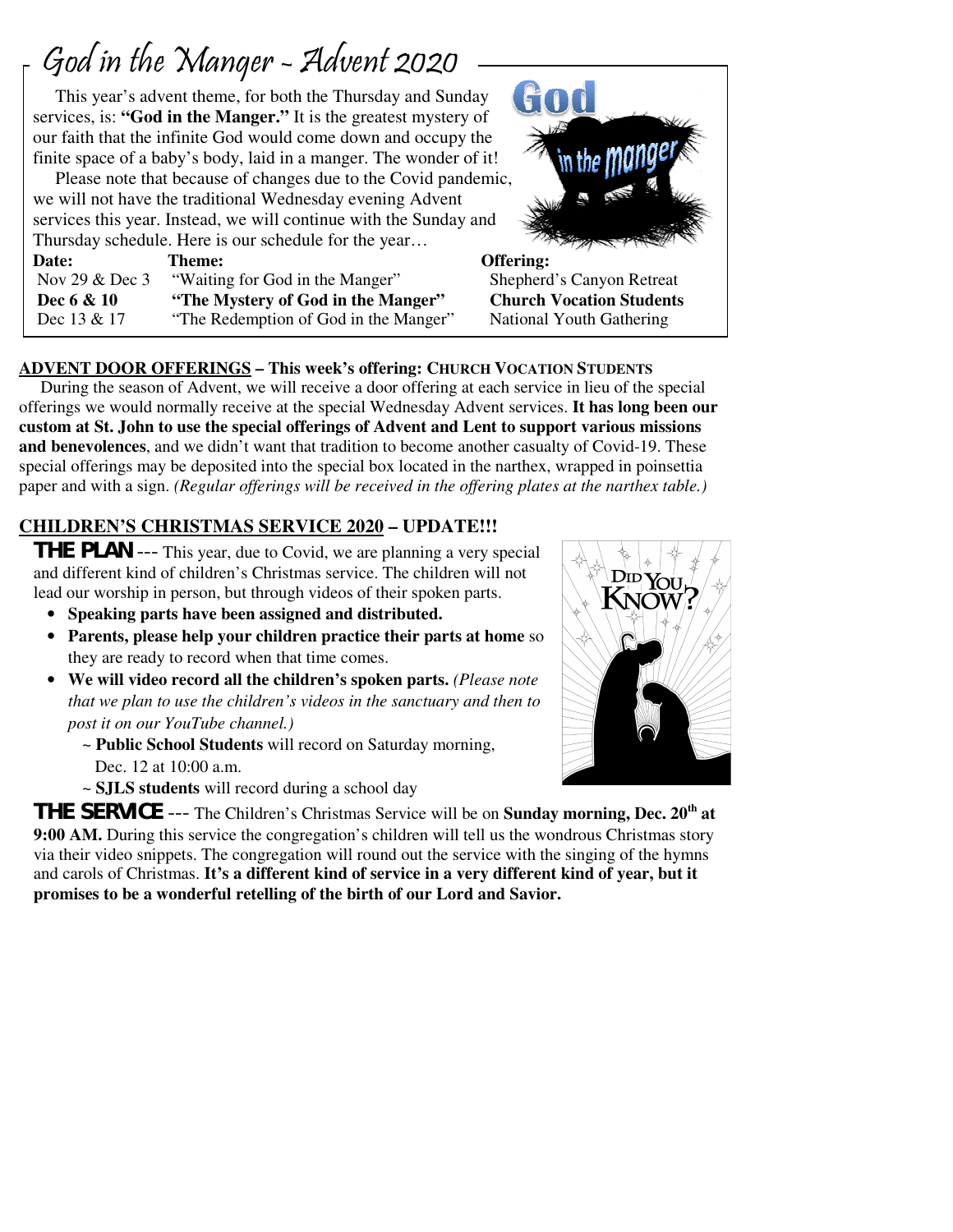# God in the Manger - Advent 2020

This year's advent theme, for both the Thursday and Sunday services, is: **"God in the Manger."** It is the greatest mystery of our faith that the infinite God would come down and occupy the finite space of a baby's body, laid in a manger. The wonder of it!

Please note that because of changes due to the Covid pandemic, we will not have the traditional Wednesday evening Advent services this year. Instead, we will continue with the Sunday and Thursday schedule. Here is our schedule for the year…

| Date: | Theme: | Offering: |
|---|---|---|
| Nov 29 & Dec 3 | "Waiting for God in the Manger" | Shepherd's Canyon Retreat |
| **Dec 6 & 10** | **"The Mystery of God in the Manger"** | **Church Vocation Students** |
| Dec 13 & 17 | "The Redemption of God in the Manger" | National Youth Gathering |

**ADVENT DOOR OFFERINGS – This week's offering: CHURCH VOCATION STUDENTS**

During the season of Advent, we will receive a door offering at each service in lieu of the special offerings we would normally receive at the special Wednesday Advent services. **It has long been our custom at St. John to use the special offerings of Advent and Lent to support various missions and benevolences**, and we didn't want that tradition to become another casualty of Covid-19. These special offerings may be deposited into the special box located in the narthex, wrapped in poinsettia paper and with a sign. *(Regular offerings will be received in the offering plates at the narthex table.)*

**CHILDREN'S CHRISTMAS SERVICE 2020 – UPDATE!!!**

**THE PLAN** --- This year, due to Covid, we are planning a very special and different kind of children's Christmas service. The children will not lead our worship in person, but through videos of their spoken parts.

- **Speaking parts have been assigned and distributed.**
- **Parents, please help your children practice their parts at home** so they are ready to record when that time comes.
- **We will video record all the children's spoken parts.** *(Please note that we plan to use the children's videos in the sanctuary and then to post it on our YouTube channel.)*
  - ~ **Public School Students** will record on Saturday morning, Dec. 12 at 10:00 a.m.
  - ~ **SJLS students** will record during a school day

**THE SERVICE** --- The Children's Christmas Service will be on **Sunday morning, Dec. 20th at 9:00 AM.** During this service the congregation's children will tell us the wondrous Christmas story via their video snippets. The congregation will round out the service with the singing of the hymns and carols of Christmas. **It's a different kind of service in a very different kind of year, but it promises to be a wonderful retelling of the birth of our Lord and Savior.**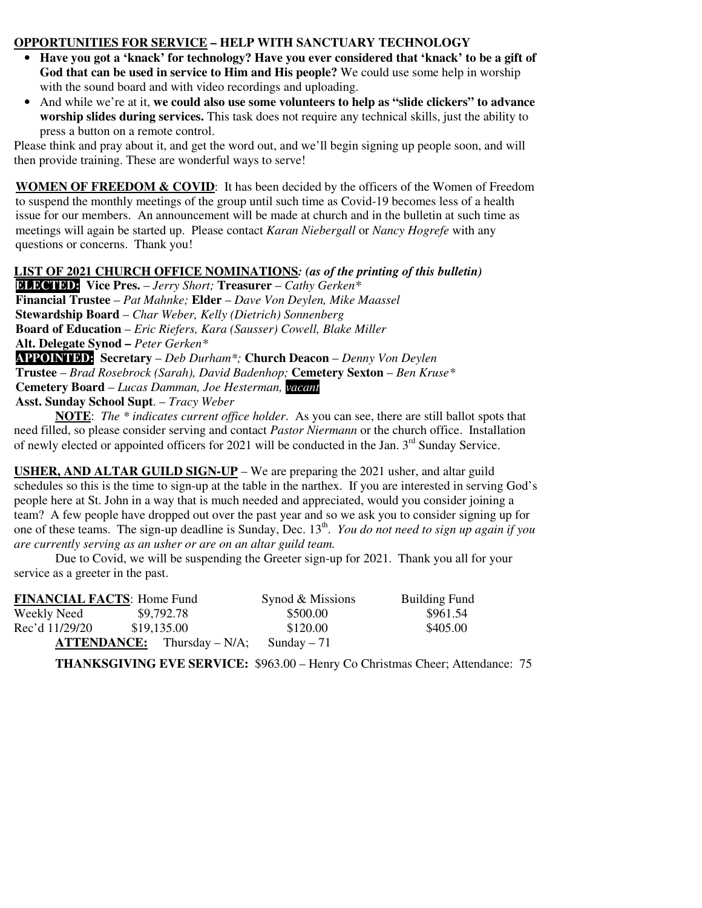**OPPORTUNITIES FOR SERVICE – HELP WITH SANCTUARY TECHNOLOGY**

- **Have you got a 'knack' for technology? Have you ever considered that 'knack' to be a gift of God that can be used in service to Him and His people?** We could use some help in worship with the sound board and with video recordings and uploading.
- And while we're at it, **we could also use some volunteers to help as "slide clickers" to advance worship slides during services.** This task does not require any technical skills, just the ability to press a button on a remote control.

Please think and pray about it, and get the word out, and we'll begin signing up people soon, and will then provide training. These are wonderful ways to serve!

**WOMEN OF FREEDOM & COVID**: It has been decided by the officers of the Women of Freedom to suspend the monthly meetings of the group until such time as Covid-19 becomes less of a health issue for our members. An announcement will be made at church and in the bulletin at such time as meetings will again be started up. Please contact *Karan Niebergall* or *Nancy Hogrefe* with any questions or concerns. Thank you!

**LIST OF 2021 CHURCH OFFICE NOMINATIONS***: (as of the printing of this bulletin)*

**ELECTED:** **Vice Pres.** – *Jerry Short;* **Treasurer** – *Cathy Gerken**
**Financial Trustee** – *Pat Mahnke;* **Elder** – *Dave Von Deylen, Mike Maassel*
**Stewardship Board** – *Char Weber, Kelly (Dietrich) Sonnenberg*
**Board of Education** – *Eric Riefers, Kara (Sausser) Cowell, Blake Miller*
**Alt. Delegate Synod –** *Peter Gerken**
**APPOINTED:** **Secretary** – *Deb Durham*;* **Church Deacon** – *Denny Von Deylen*
**Trustee** – *Brad Rosebrock (Sarah), David Badenhop;* **Cemetery Sexton** – *Ben Kruse**
**Cemetery Board** – *Lucas Damman, Joe Hesterman, vacant*
**Asst. Sunday School Supt**. – *Tracy Weber*

**NOTE**: *The * indicates current office holder*. As you can see, there are still ballot spots that need filled, so please consider serving and contact *Pastor Niermann* or the church office. Installation of newly elected or appointed officers for 2021 will be conducted in the Jan. 3rd Sunday Service.

**USHER, AND ALTAR GUILD SIGN-UP** – We are preparing the 2021 usher, and altar guild schedules so this is the time to sign-up at the table in the narthex. If you are interested in serving God's people here at St. John in a way that is much needed and appreciated, would you consider joining a team? A few people have dropped out over the past year and so we ask you to consider signing up for one of these teams. The sign-up deadline is Sunday, Dec. 13th. *You do not need to sign up again if you are currently serving as an usher or are on an altar guild team.*

Due to Covid, we will be suspending the Greeter sign-up for 2021. Thank you all for your service as a greeter in the past.

| **FINANCIAL FACTS**: | Home Fund | Synod & Missions | Building Fund |
|---|---|---|---|
| Weekly Need | $9,792.78 | $500.00 | $961.54 |
| Rec'd 11/29/20 | $19,135.00 | $120.00 | $405.00 |

**ATTENDANCE:** Thursday – N/A; Sunday – 71

**THANKSGIVING EVE SERVICE:** $963.00 – Henry Co Christmas Cheer; Attendance: 75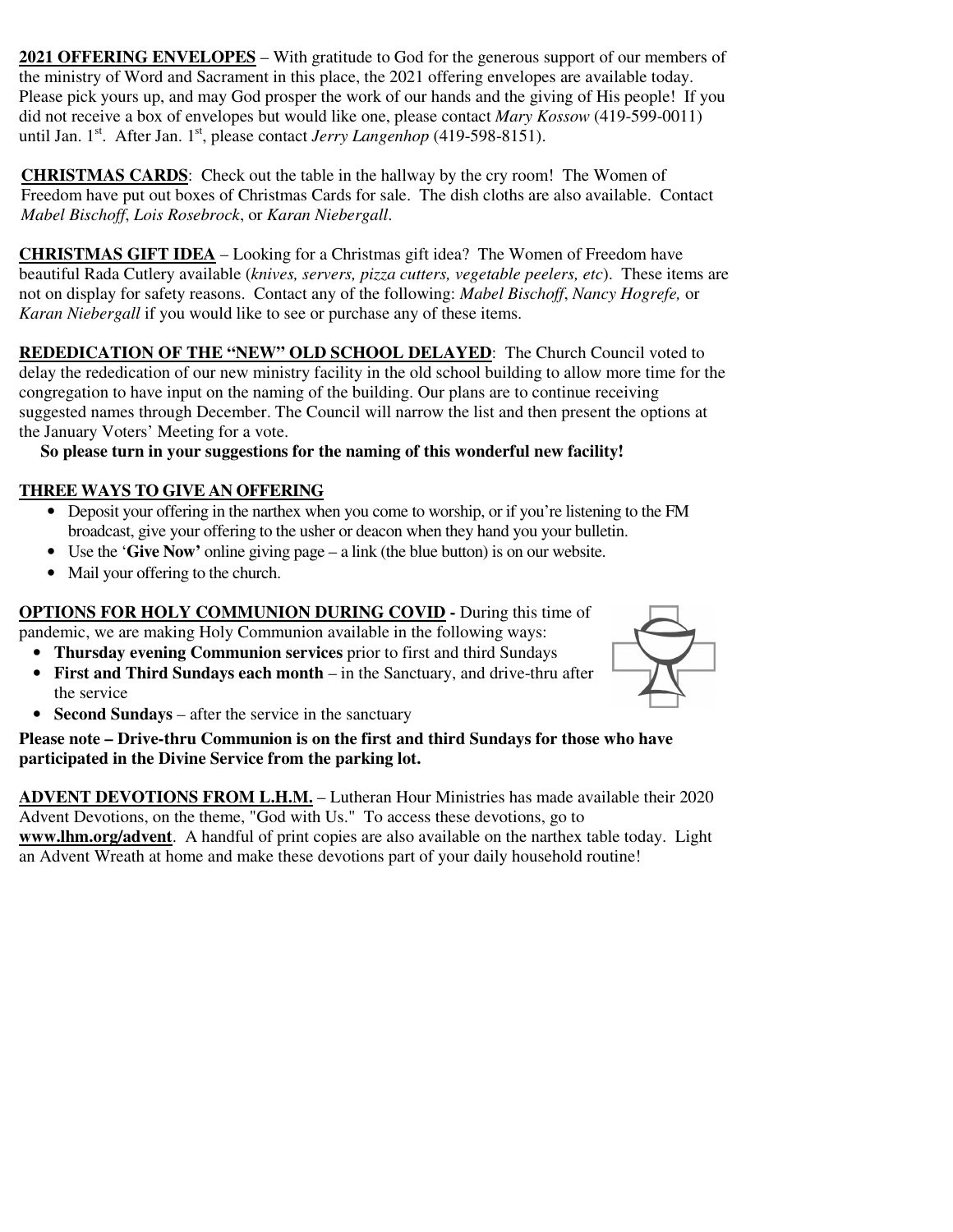**2021 OFFERING ENVELOPES** – With gratitude to God for the generous support of our members of the ministry of Word and Sacrament in this place, the 2021 offering envelopes are available today. Please pick yours up, and may God prosper the work of our hands and the giving of His people! If you did not receive a box of envelopes but would like one, please contact *Mary Kossow* (419-599-0011) until Jan. 1st. After Jan. 1st, please contact *Jerry Langenhop* (419-598-8151).

**CHRISTMAS CARDS**: Check out the table in the hallway by the cry room! The Women of Freedom have put out boxes of Christmas Cards for sale. The dish cloths are also available. Contact *Mabel Bischoff*, *Lois Rosebrock*, or *Karan Niebergall*.

**CHRISTMAS GIFT IDEA** – Looking for a Christmas gift idea? The Women of Freedom have beautiful Rada Cutlery available (*knives, servers, pizza cutters, vegetable peelers, etc*). These items are not on display for safety reasons. Contact any of the following: *Mabel Bischoff*, *Nancy Hogrefe,* or *Karan Niebergall* if you would like to see or purchase any of these items.

**REDEDICATION OF THE "NEW" OLD SCHOOL DELAYED**: The Church Council voted to delay the rededication of our new ministry facility in the old school building to allow more time for the congregation to have input on the naming of the building. Our plans are to continue receiving suggested names through December. The Council will narrow the list and then present the options at the January Voters' Meeting for a vote.

**So please turn in your suggestions for the naming of this wonderful new facility!**

**THREE WAYS TO GIVE AN OFFERING**

- Deposit your offering in the narthex when you come to worship, or if you're listening to the FM broadcast, give your offering to the usher or deacon when they hand you your bulletin.
- Use the '**Give Now'** online giving page – a link (the blue button) is on our website.
- Mail your offering to the church.

**OPTIONS FOR HOLY COMMUNION DURING COVID -** During this time of pandemic, we are making Holy Communion available in the following ways:

- **Thursday evening Communion services** prior to first and third Sundays
- **First and Third Sundays each month** – in the Sanctuary, and drive-thru after the service
- **Second Sundays** – after the service in the sanctuary

**Please note – Drive-thru Communion is on the first and third Sundays for those who have participated in the Divine Service from the parking lot.**

**ADVENT DEVOTIONS FROM L.H.M.** – Lutheran Hour Ministries has made available their 2020 Advent Devotions, on the theme, "God with Us." To access these devotions, go to **www.lhm.org/advent**. A handful of print copies are also available on the narthex table today. Light an Advent Wreath at home and make these devotions part of your daily household routine!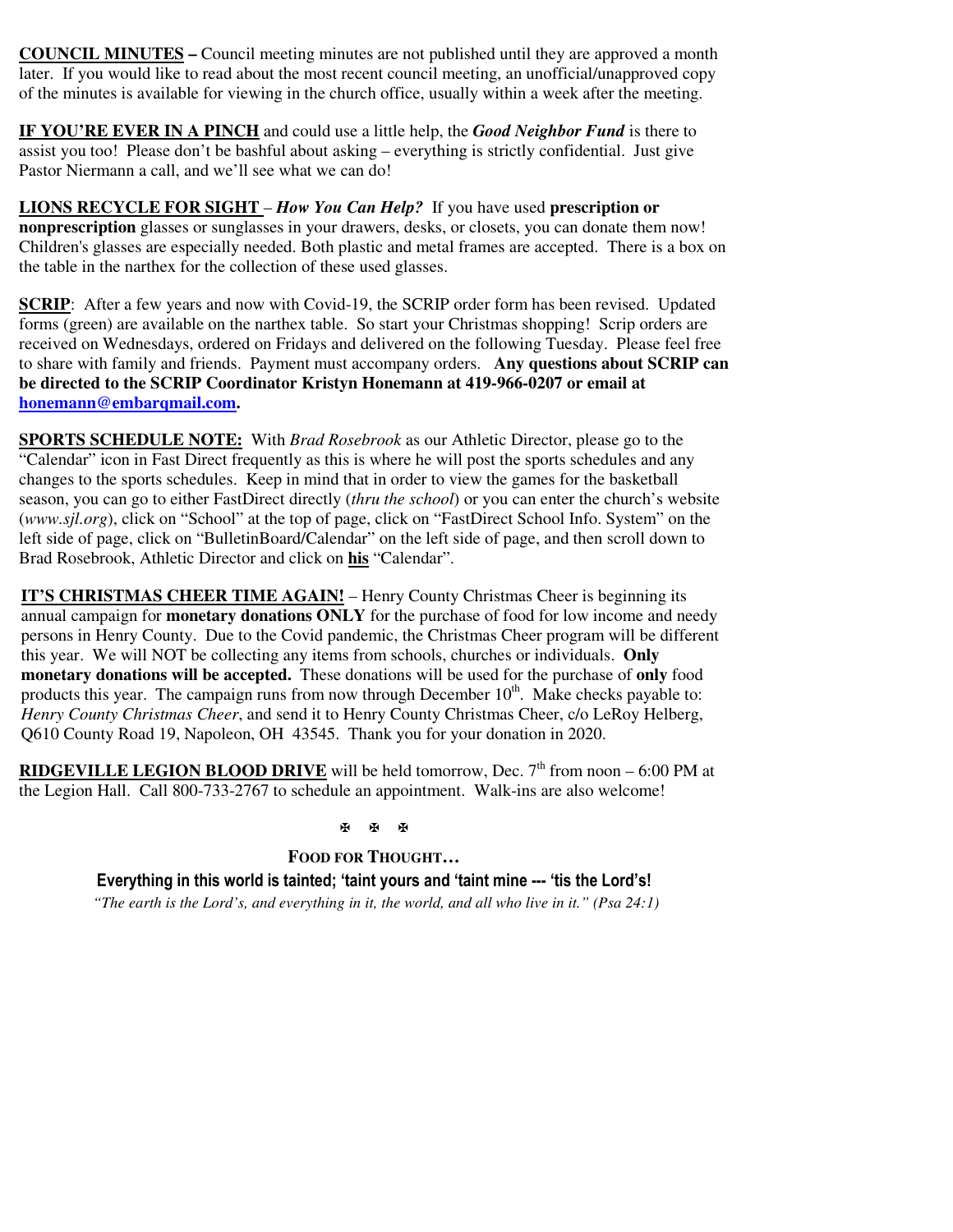**COUNCIL MINUTES –** Council meeting minutes are not published until they are approved a month later. If you would like to read about the most recent council meeting, an unofficial/unapproved copy of the minutes is available for viewing in the church office, usually within a week after the meeting.

**IF YOU'RE EVER IN A PINCH** and could use a little help, the ***Good Neighbor Fund*** is there to assist you too! Please don't be bashful about asking – everything is strictly confidential. Just give Pastor Niermann a call, and we'll see what we can do!

**LIONS RECYCLE FOR SIGHT** – ***How You Can Help?*** If you have used **prescription or nonprescription** glasses or sunglasses in your drawers, desks, or closets, you can donate them now! Children's glasses are especially needed. Both plastic and metal frames are accepted. There is a box on the table in the narthex for the collection of these used glasses.

**SCRIP**: After a few years and now with Covid-19, the SCRIP order form has been revised. Updated forms (green) are available on the narthex table. So start your Christmas shopping! Scrip orders are received on Wednesdays, ordered on Fridays and delivered on the following Tuesday. Please feel free to share with family and friends. Payment must accompany orders. **Any questions about SCRIP can be directed to the SCRIP Coordinator Kristyn Honemann at 419-966-0207 or email at honemann@embarqmail.com.**

**SPORTS SCHEDULE NOTE:** With *Brad Rosebrook* as our Athletic Director, please go to the "Calendar" icon in Fast Direct frequently as this is where he will post the sports schedules and any changes to the sports schedules. Keep in mind that in order to view the games for the basketball season, you can go to either FastDirect directly (*thru the school*) or you can enter the church's website (*www.sjl.org*), click on "School" at the top of page, click on "FastDirect School Info. System" on the left side of page, click on "BulletinBoard/Calendar" on the left side of page, and then scroll down to Brad Rosebrook, Athletic Director and click on **his** "Calendar".

**IT'S CHRISTMAS CHEER TIME AGAIN!** – Henry County Christmas Cheer is beginning its annual campaign for **monetary donations ONLY** for the purchase of food for low income and needy persons in Henry County. Due to the Covid pandemic, the Christmas Cheer program will be different this year. We will NOT be collecting any items from schools, churches or individuals. **Only monetary donations will be accepted.** These donations will be used for the purchase of **only** food products this year. The campaign runs from now through December 10th. Make checks payable to: *Henry County Christmas Cheer*, and send it to Henry County Christmas Cheer, c/o LeRoy Helberg, Q610 County Road 19, Napoleon, OH 43545. Thank you for your donation in 2020.

**RIDGEVILLE LEGION BLOOD DRIVE** will be held tomorrow, Dec. 7th from noon – 6:00 PM at the Legion Hall. Call 800-733-2767 to schedule an appointment. Walk-ins are also welcome!

✠ ✠ ✠

**FOOD FOR THOUGHT…**

**Everything in this world is tainted; 'taint yours and 'taint mine --- 'tis the Lord's!**

*"The earth is the Lord's, and everything in it, the world, and all who live in it." (Psa 24:1)*